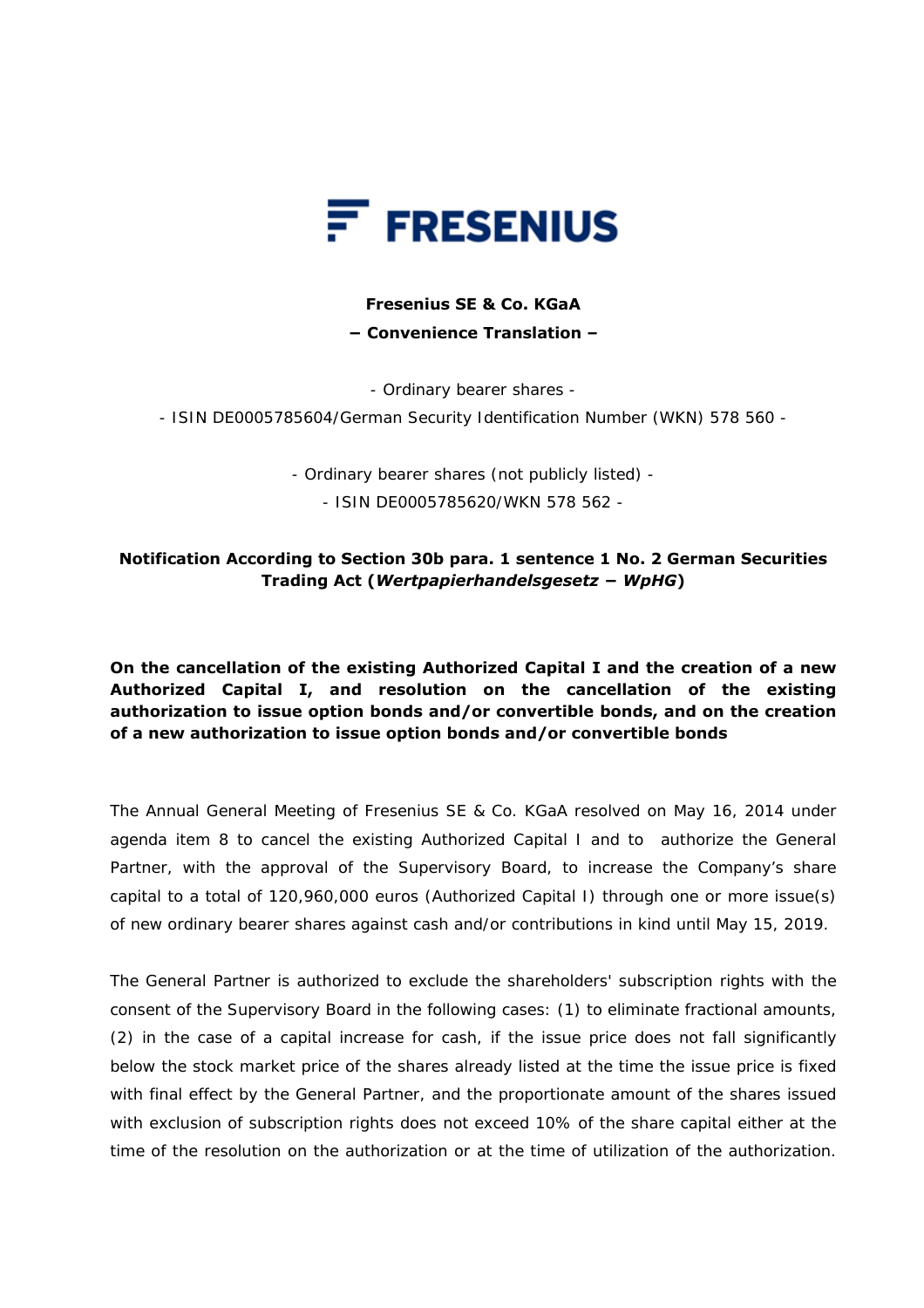**FRESENIUS**

**Fresenius SE & Co. KGaA**

**− Convenience Translation −**

- Ordinary bearer shares -

- ISIN DE0005785604/German Security Identification Number (WKN) 578 560 -

- Ordinary bearer shares (not publicly listed) -

- ISIN DE0005785620/WKN 578 562 -

**Notification According to Section 30b para. 1 sentence 1 No. 2 German Securities Trading Act (*Wertpapierhandelsgesetz − WpHG*)**

**On the cancellation of the existing Authorized Capital I and the creation of a new Authorized Capital I, and resolution on the cancellation of the existing authorization to issue option bonds and/or convertible bonds, and on the creation of a new authorization to issue option bonds and/or convertible bonds**

The Annual General Meeting of Fresenius SE & Co. KGaA resolved on May 16, 2014 under agenda item 8 to cancel the existing Authorized Capital I and to authorize the General Partner, with the approval of the Supervisory Board, to increase the Company's share capital to a total of 120,960,000 euros (Authorized Capital I) through one or more issue(s) of new ordinary bearer shares against cash and/or contributions in kind until May 15, 2019.

The General Partner is authorized to exclude the shareholders' subscription rights with the consent of the Supervisory Board in the following cases: (1) to eliminate fractional amounts, (2) in the case of a capital increase for cash, if the issue price does not fall significantly below the stock market price of the shares already listed at the time the issue price is fixed with final effect by the General Partner, and the proportionate amount of the shares issued with exclusion of subscription rights does not exceed 10% of the share capital either at the time of the resolution on the authorization or at the time of utilization of the authorization.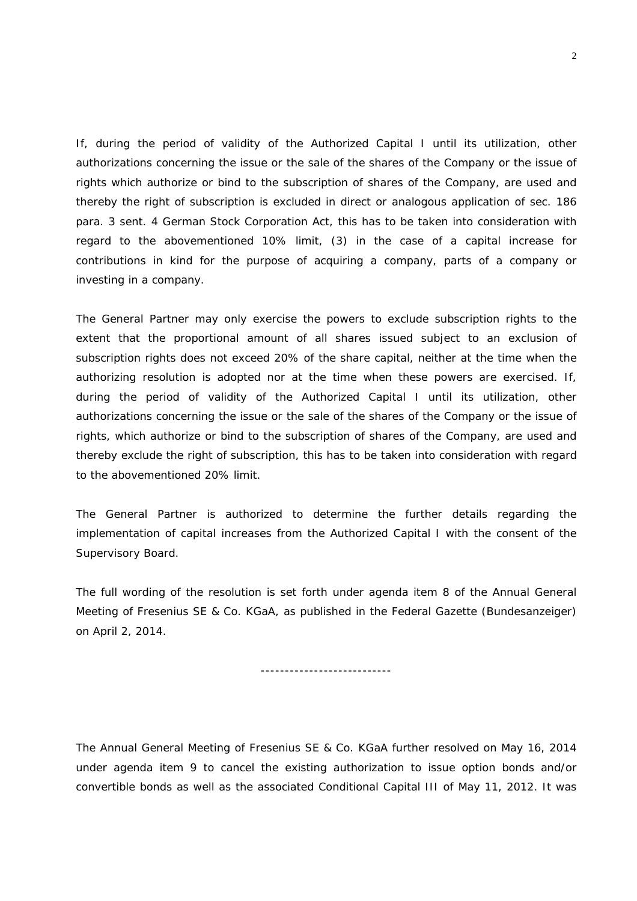If, during the period of validity of the Authorized Capital I until its utilization, other authorizations concerning the issue or the sale of the shares of the Company or the issue of rights which authorize or bind to the subscription of shares of the Company, are used and thereby the right of subscription is excluded in direct or analogous application of sec. 186 para. 3 sent. 4 German Stock Corporation Act, this has to be taken into consideration with regard to the abovementioned 10% limit, (3) in the case of a capital increase for contributions in kind for the purpose of acquiring a company, parts of a company or investing in a company.

The General Partner may only exercise the powers to exclude subscription rights to the extent that the proportional amount of all shares issued subject to an exclusion of subscription rights does not exceed 20% of the share capital, neither at the time when the authorizing resolution is adopted nor at the time when these powers are exercised. If, during the period of validity of the Authorized Capital I until its utilization, other authorizations concerning the issue or the sale of the shares of the Company or the issue of rights, which authorize or bind to the subscription of shares of the Company, are used and thereby exclude the right of subscription, this has to be taken into consideration with regard to the abovementioned 20% limit.

The General Partner is authorized to determine the further details regarding the implementation of capital increases from the Authorized Capital I with the consent of the Supervisory Board.

The full wording of the resolution is set forth under agenda item 8 of the Annual General Meeting of Fresenius SE & Co. KGaA, as published in the Federal Gazette (Bundesanzeiger) on April 2, 2014.

---------------------------

The Annual General Meeting of Fresenius SE & Co. KGaA further resolved on May 16, 2014 under agenda item 9 to cancel the existing authorization to issue option bonds and/or convertible bonds as well as the associated Conditional Capital III of May 11, 2012. It was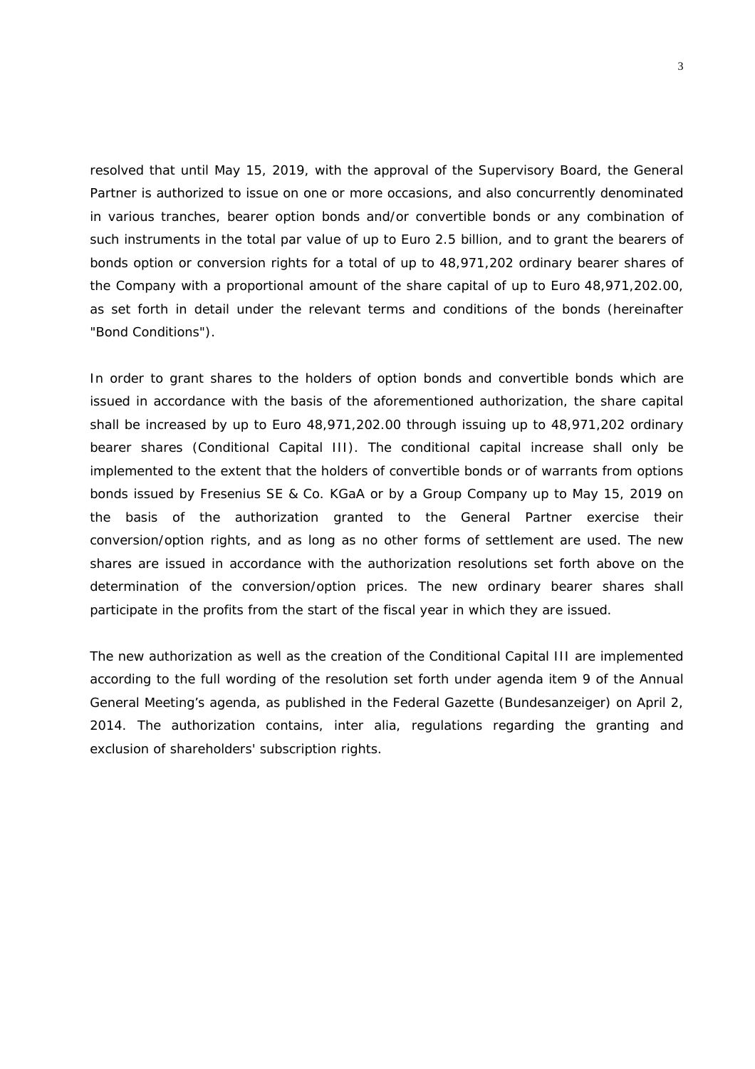resolved that until May 15, 2019, with the approval of the Supervisory Board, the General Partner is authorized to issue on one or more occasions, and also concurrently denominated in various tranches, bearer option bonds and/or convertible bonds or any combination of such instruments in the total par value of up to Euro 2.5 billion, and to grant the bearers of bonds option or conversion rights for a total of up to 48,971,202 ordinary bearer shares of the Company with a proportional amount of the share capital of up to Euro 48,971,202.00, as set forth in detail under the relevant terms and conditions of the bonds (hereinafter "Bond Conditions").

In order to grant shares to the holders of option bonds and convertible bonds which are issued in accordance with the basis of the aforementioned authorization, the share capital shall be increased by up to Euro 48,971,202.00 through issuing up to 48,971,202 ordinary bearer shares (Conditional Capital III). The conditional capital increase shall only be implemented to the extent that the holders of convertible bonds or of warrants from options bonds issued by Fresenius SE & Co. KGaA or by a Group Company up to May 15, 2019 on the basis of the authorization granted to the General Partner exercise their conversion/option rights, and as long as no other forms of settlement are used. The new shares are issued in accordance with the authorization resolutions set forth above on the determination of the conversion/option prices. The new ordinary bearer shares shall participate in the profits from the start of the fiscal year in which they are issued.

The new authorization as well as the creation of the Conditional Capital III are implemented according to the full wording of the resolution set forth under agenda item 9 of the Annual General Meeting's agenda, as published in the Federal Gazette (Bundesanzeiger) on April 2, 2014. The authorization contains, inter alia, regulations regarding the granting and exclusion of shareholders' subscription rights.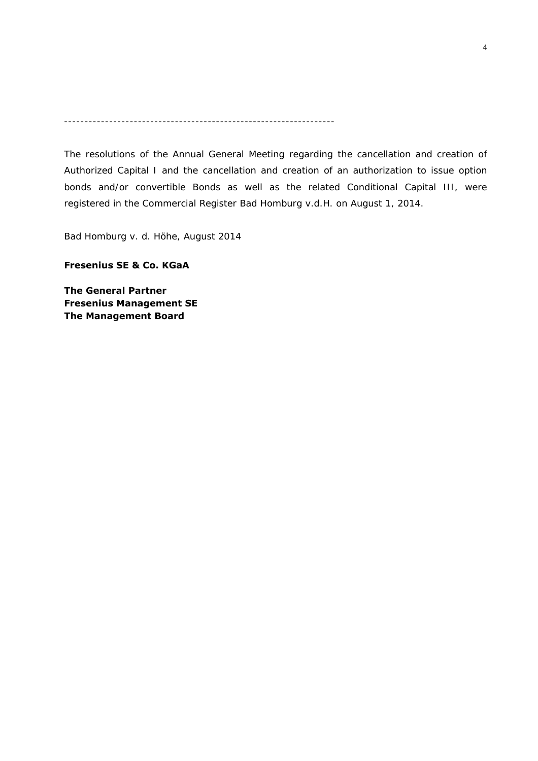-----------------------------------------------------------------

The resolutions of the Annual General Meeting regarding the cancellation and creation of Authorized Capital I and the cancellation and creation of an authorization to issue option bonds and/or convertible Bonds as well as the related Conditional Capital III, were registered in the Commercial Register Bad Homburg v.d.H. on August 1, 2014.

Bad Homburg v. d. Höhe, August 2014

**Fresenius SE & Co. KGaA**

**The General Partner**
**Fresenius Management SE**
**The Management Board**